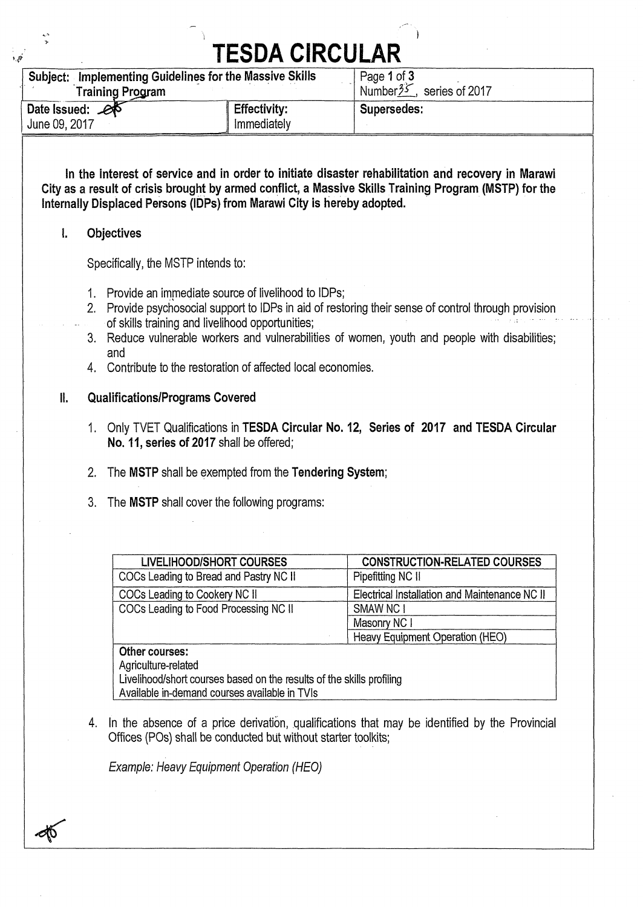# TESDA CIRCULAR

| Subject: Implementing Guidelines for the Massive Skills Training Program | | Number 35, series of 2017 |
|---|---|---|
| Date Issued: June 09, 2017 | Effectivity: Immediately | Supersedes: |

**In the interest of service and in order to initiate disaster rehabilitation and recovery in Marawi City as a result of crisis brought by armed conflict, a Massive Skills Training Program (MSTP) for the Internally Displaced Persons (IDPs) from Marawi City is hereby adopted.**

## I. Objectives

Specifically, the MSTP intends to:

1. Provide an immediate source of livelihood to IDPs;
2. Provide psychosocial support to IDPs in aid of restoring their sense of control through provision of skills training and livelihood opportunities;
3. Reduce vulnerable workers and vulnerabilities of women, youth and people with disabilities; and
4. Contribute to the restoration of affected local economies.

## II. Qualifications/Programs Covered

1. Only TVET Qualifications in **TESDA Circular No. 12, Series of 2017 and TESDA Circular No. 11, series of 2017** shall be offered;

2. The **MSTP** shall be exempted from the **Tendering System**;

3. The **MSTP** shall cover the following programs:

| LIVELIHOOD/SHORT COURSES | CONSTRUCTION-RELATED COURSES |
|---|---|
| COCs Leading to Bread and Pastry NC II | Pipefitting NC II |
| COCs Leading to Cookery NC II | Electrical Installation and Maintenance NC II |
| COCs Leading to Food Processing NC II | SMAW NC I |
| | Masonry NC I |
| | Heavy Equipment Operation (HEO) |
| **Other courses:**<br>Agriculture-related<br>Livelihood/short courses based on the results of the skills profiling<br>Available in-demand courses available in TVIs | |

4. In the absence of a price derivation, qualifications that may be identified by the Provincial Offices (POs) shall be conducted but without starter toolkits;

   *Example: Heavy Equipment Operation (HEO)*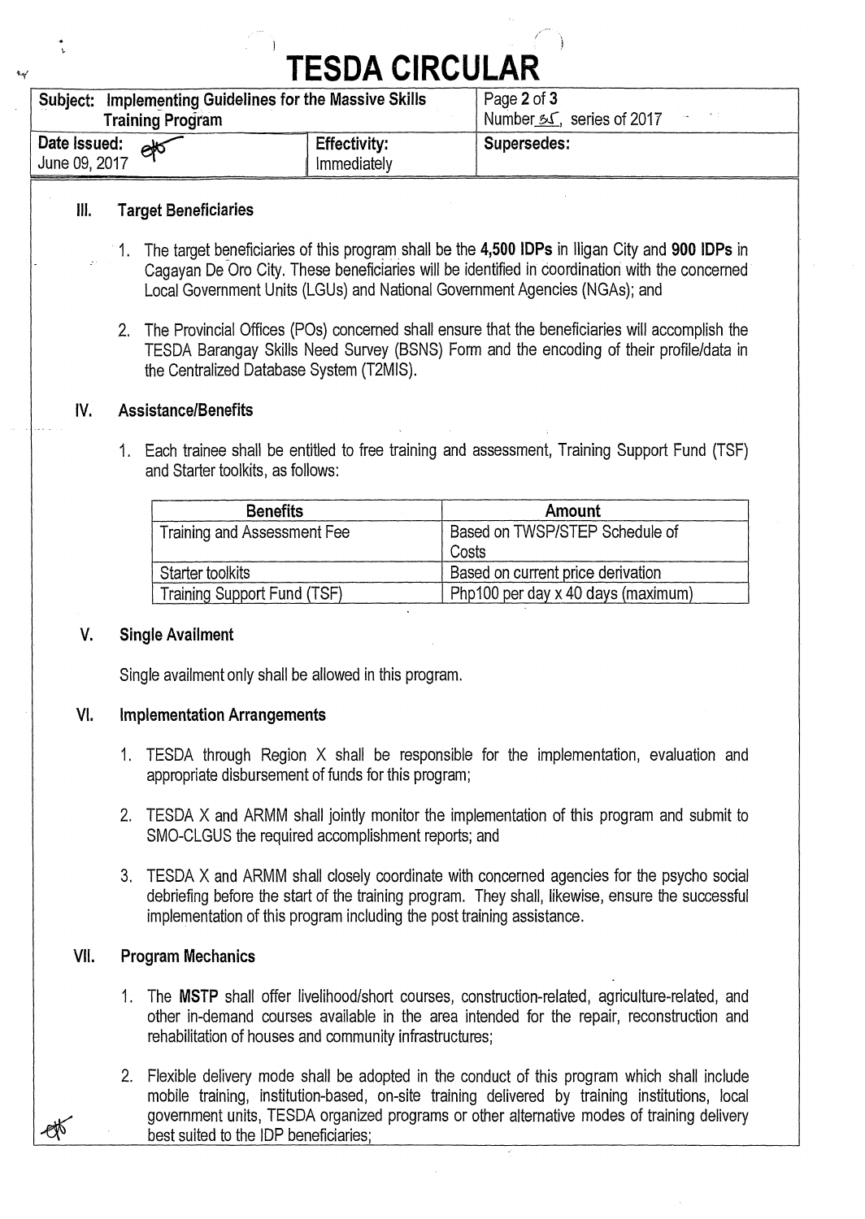### III. Target Beneficiaries

1. The target beneficiaries of this program shall be the **4,500 IDPs** in Iligan City and **900 IDPs** in Cagayan De Oro City. These beneficiaries will be identified in coordination with the concerned Local Government Units (LGUs) and National Government Agencies (NGAs); and

2. The Provincial Offices (POs) concerned shall ensure that the beneficiaries will accomplish the TESDA Barangay Skills Need Survey (BSNS) Form and the encoding of their profile/data in the Centralized Database System (T2MIS).

### IV. Assistance/Benefits

1. Each trainee shall be entitled to free training and assessment, Training Support Fund (TSF) and Starter toolkits, as follows:

| Benefits | Amount |
|---|---|
| Training and Assessment Fee | Based on TWSP/STEP Schedule of Costs |
| Starter toolkits | Based on current price derivation |
| Training Support Fund (TSF) | Php100 per day x 40 days (maximum) |

### V. Single Availment

Single availment only shall be allowed in this program.

### VI. Implementation Arrangements

1. TESDA through Region X shall be responsible for the implementation, evaluation and appropriate disbursement of funds for this program;

2. TESDA X and ARMM shall jointly monitor the implementation of this program and submit to SMO-CLGUS the required accomplishment reports; and

3. TESDA X and ARMM shall closely coordinate with concerned agencies for the psycho social debriefing before the start of the training program. They shall, likewise, ensure the successful implementation of this program including the post training assistance.

### VII. Program Mechanics

1. The **MSTP** shall offer livelihood/short courses, construction-related, agriculture-related, and other in-demand courses available in the area intended for the repair, reconstruction and rehabilitation of houses and community infrastructures;

2. Flexible delivery mode shall be adopted in the conduct of this program which shall include mobile training, institution-based, on-site training delivered by training institutions, local government units, TESDA organized programs or other alternative modes of training delivery best suited to the IDP beneficiaries;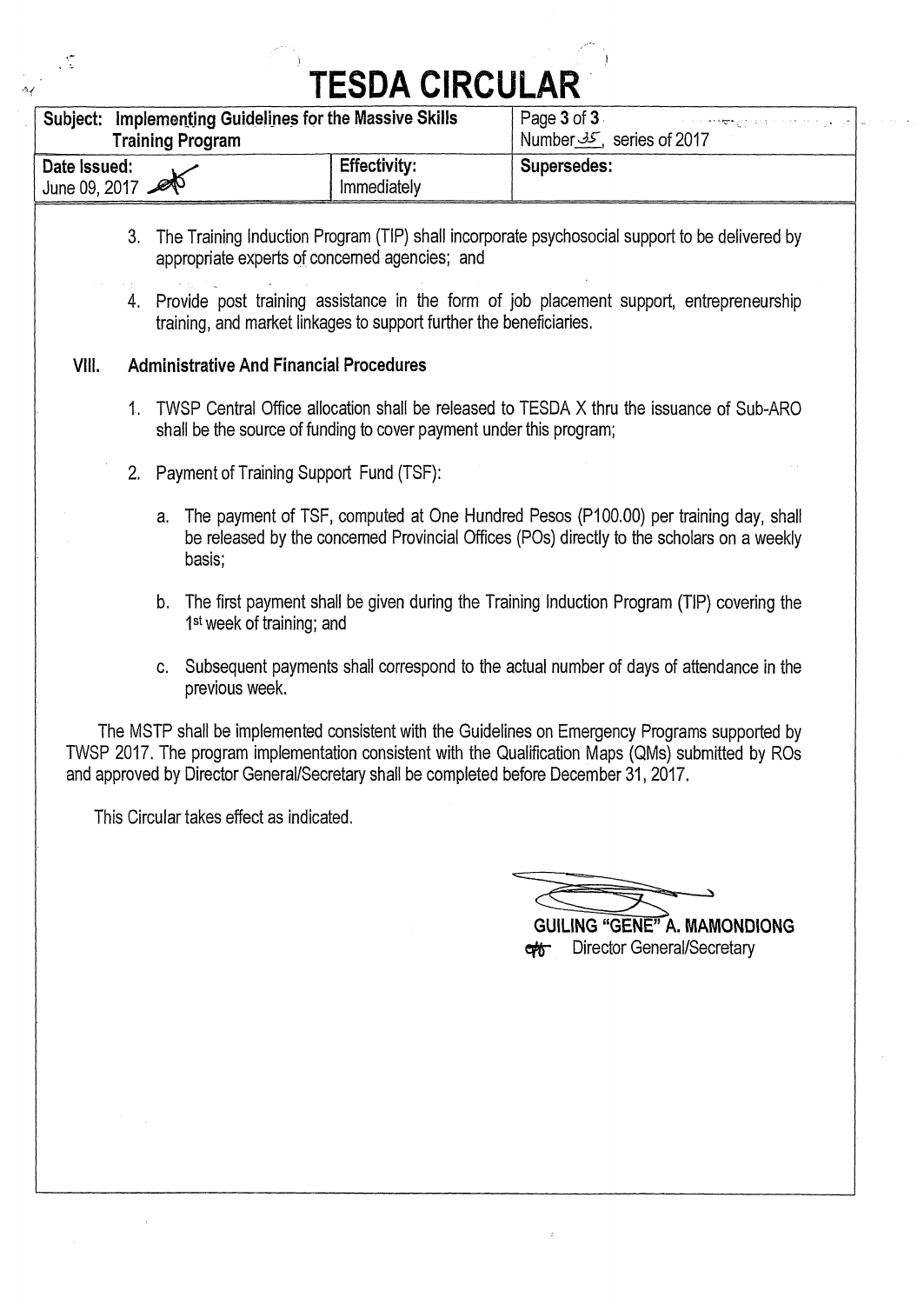# TESDA CIRCULAR

| Subject: Implementing Guidelines for the Massive Skills Training Program | | Number 35, series of 2017 |
|---|---|---|
| Date Issued: June 09, 2017 | Effectivity: Immediately | Supersedes: |

3. The Training Induction Program (TIP) shall incorporate psychosocial support to be delivered by appropriate experts of concerned agencies; and

4. Provide post training assistance in the form of job placement support, entrepreneurship training, and market linkages to support further the beneficiaries.

## VIII. Administrative And Financial Procedures

1. TWSP Central Office allocation shall be released to TESDA X thru the issuance of Sub-ARO shall be the source of funding to cover payment under this program;

2. Payment of Training Support Fund (TSF):

   a. The payment of TSF, computed at One Hundred Pesos (P100.00) per training day, shall be released by the concerned Provincial Offices (POs) directly to the scholars on a weekly basis;

   b. The first payment shall be given during the Training Induction Program (TIP) covering the 1st week of training; and

   c. Subsequent payments shall correspond to the actual number of days of attendance in the previous week.

The MSTP shall be implemented consistent with the Guidelines on Emergency Programs supported by TWSP 2017. The program implementation consistent with the Qualification Maps (QMs) submitted by ROs and approved by Director General/Secretary shall be completed before December 31, 2017.

This Circular takes effect as indicated.

**GUILING "GENE" A. MAMONDIONG**
Director General/Secretary